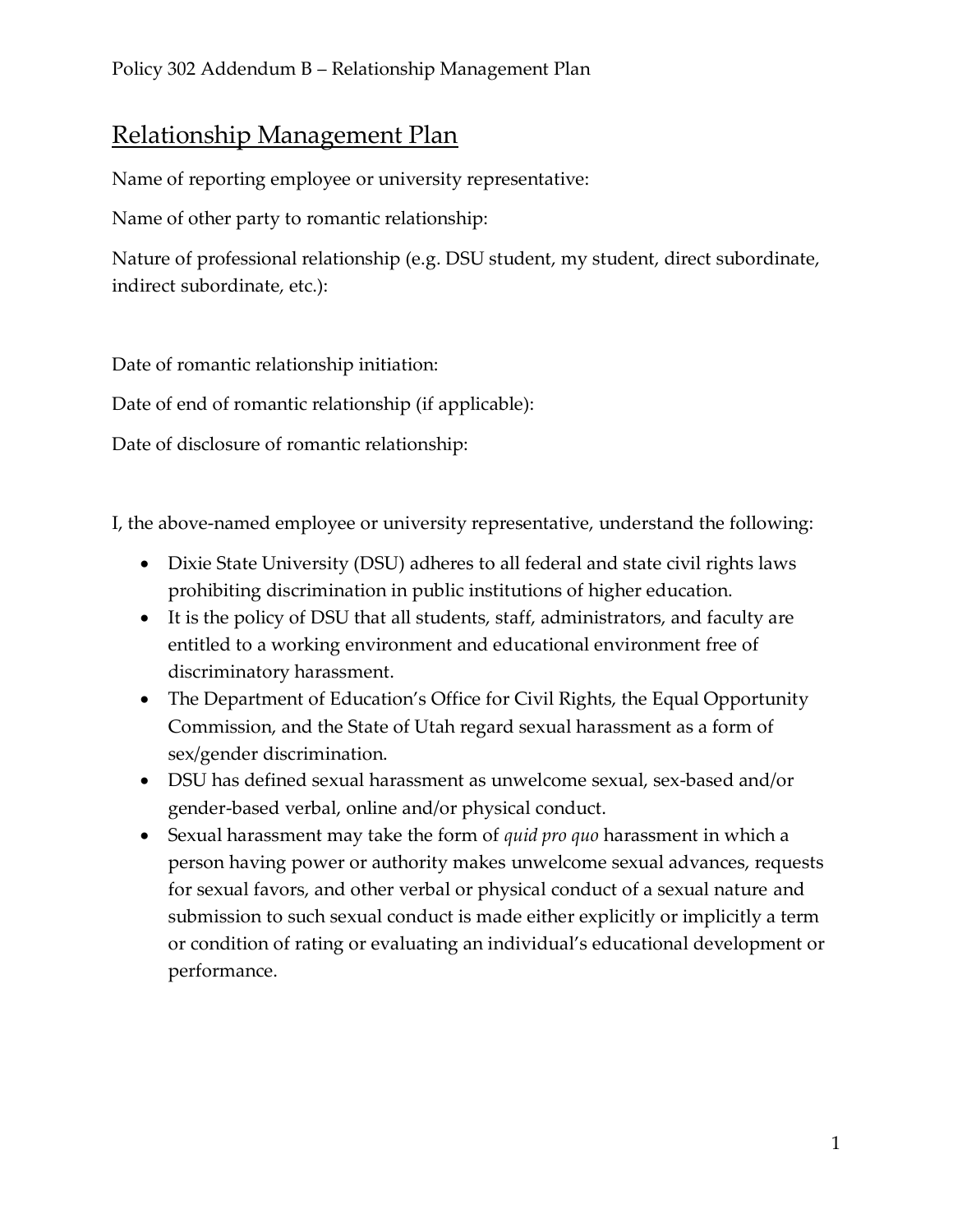# Relationship Management Plan

Name of reporting employee or university representative:

Name of other party to romantic relationship:

Nature of professional relationship (e.g. DSU student, my student, direct subordinate, indirect subordinate, etc.):

Date of romantic relationship initiation:

Date of end of romantic relationship (if applicable):

Date of disclosure of romantic relationship:

I, the above-named employee or university representative, understand the following:

- Dixie State University (DSU) adheres to all federal and state civil rights laws prohibiting discrimination in public institutions of higher education.
- It is the policy of DSU that all students, staff, administrators, and faculty are entitled to a working environment and educational environment free of discriminatory harassment.
- The Department of Education's Office for Civil Rights, the Equal Opportunity Commission, and the State of Utah regard sexual harassment as a form of sex/gender discrimination.
- DSU has defined sexual harassment as unwelcome sexual, sex-based and/or gender-based verbal, online and/or physical conduct.
- Sexual harassment may take the form of *quid pro quo* harassment in which a person having power or authority makes unwelcome sexual advances, requests for sexual favors, and other verbal or physical conduct of a sexual nature and submission to such sexual conduct is made either explicitly or implicitly a term or condition of rating or evaluating an individual's educational development or performance.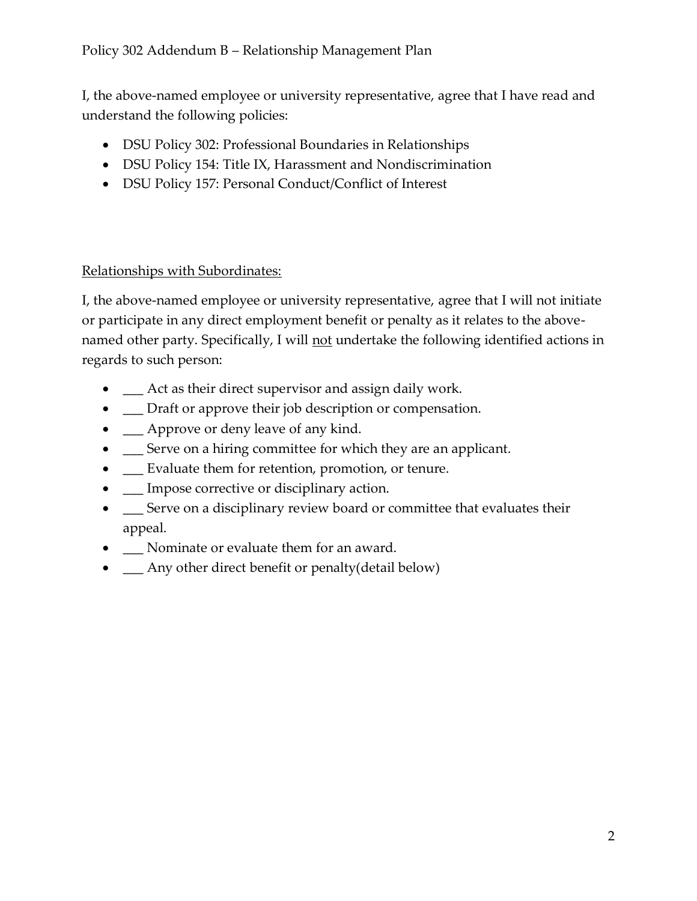Policy 302 Addendum B – Relationship Management Plan

I, the above-named employee or university representative, agree that I have read and understand the following policies:

- DSU Policy 302: Professional Boundaries in Relationships
- DSU Policy 154: Title IX, Harassment and Nondiscrimination
- DSU Policy 157: Personal Conduct/Conflict of Interest

<u>Relationships with Subordinates:</u>

I, the above-named employee or university representative, agree that I will not initiate or participate in any direct employment benefit or penalty as it relates to the above-named other party. Specifically, I will <u>not</u> undertake the following identified actions in regards to such person:

- ___ Act as their direct supervisor and assign daily work.
- ___ Draft or approve their job description or compensation.
- ___ Approve or deny leave of any kind.
- ___ Serve on a hiring committee for which they are an applicant.
- ___ Evaluate them for retention, promotion, or tenure.
- ___ Impose corrective or disciplinary action.
- ___ Serve on a disciplinary review board or committee that evaluates their appeal.
- ___ Nominate or evaluate them for an award.
- ___ Any other direct benefit or penalty(detail below)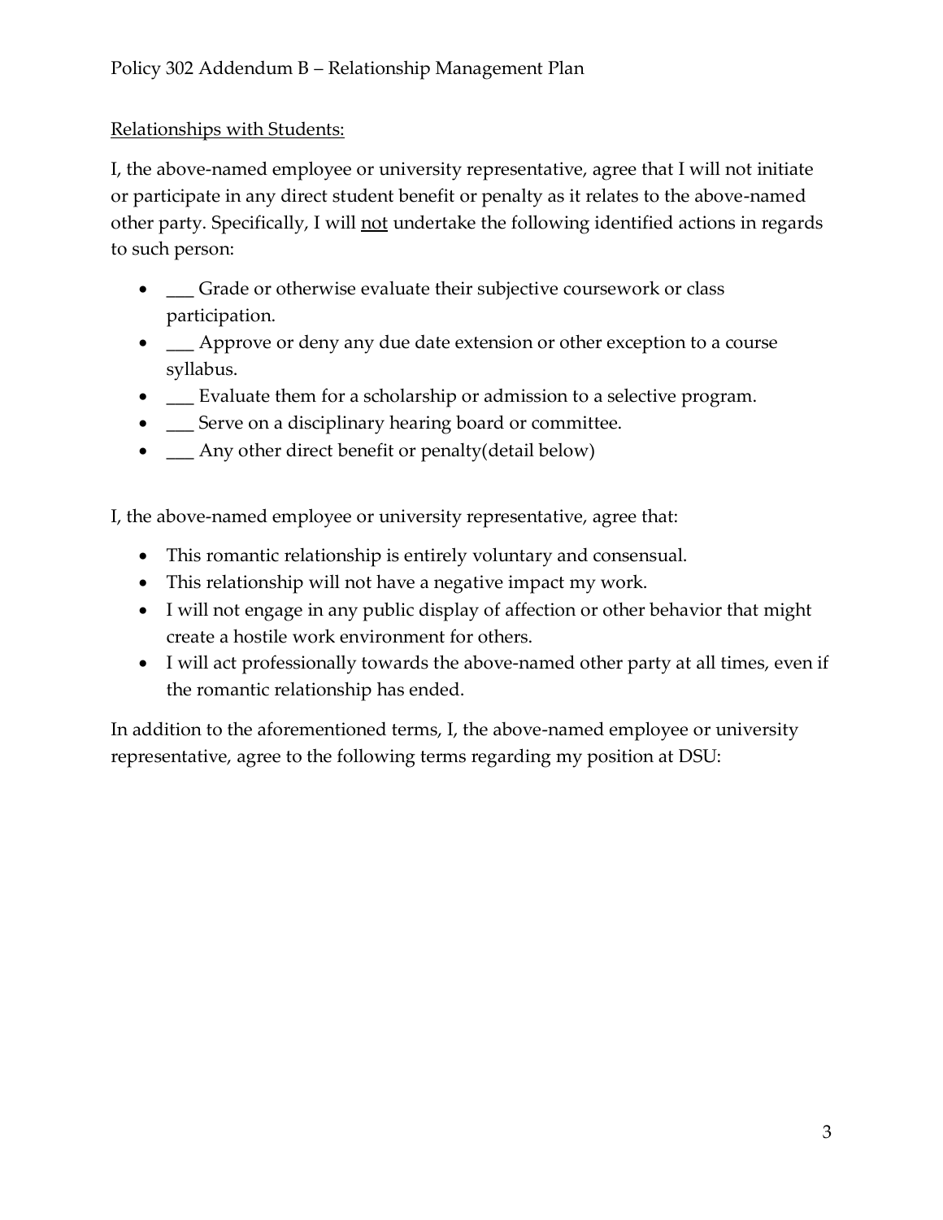<u>Relationships with Students:</u>

I, the above-named employee or university representative, agree that I will not initiate or participate in any direct student benefit or penalty as it relates to the above-named other party. Specifically, I will <u>not</u> undertake the following identified actions in regards to such person:

- ___ Grade or otherwise evaluate their subjective coursework or class participation.
- ___ Approve or deny any due date extension or other exception to a course syllabus.
- ___ Evaluate them for a scholarship or admission to a selective program.
- ___ Serve on a disciplinary hearing board or committee.
- ___ Any other direct benefit or penalty(detail below)

I, the above-named employee or university representative, agree that:

- This romantic relationship is entirely voluntary and consensual.
- This relationship will not have a negative impact my work.
- I will not engage in any public display of affection or other behavior that might create a hostile work environment for others.
- I will act professionally towards the above-named other party at all times, even if the romantic relationship has ended.

In addition to the aforementioned terms, I, the above-named employee or university representative, agree to the following terms regarding my position at DSU: